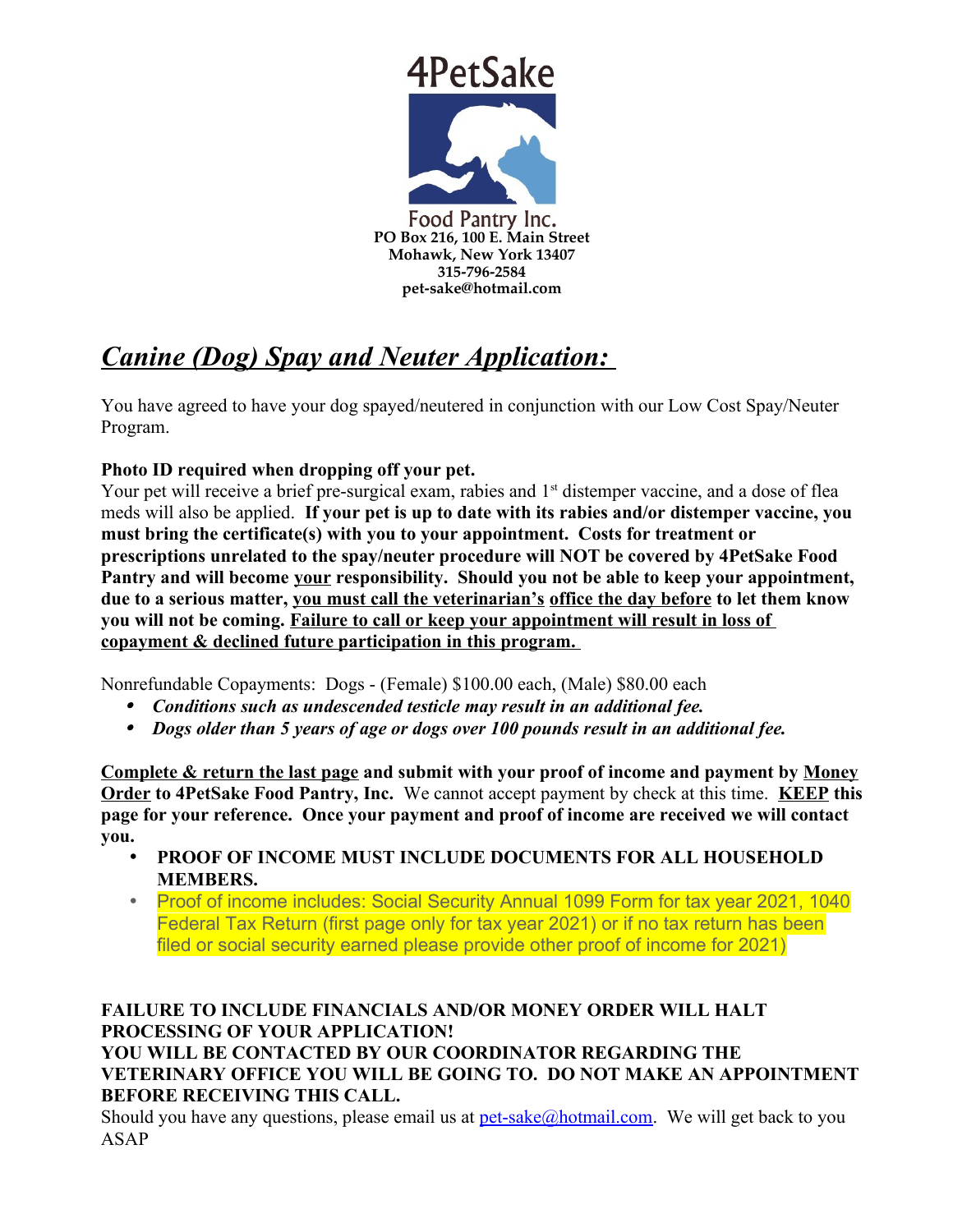# 4PetSake

Food Pantry Inc.

**PO Box 216, 100 E. Main Street**
**Mohawk, New York 13407**
**315-796-2584**
**pet-sake@hotmail.com**

## ***Canine (Dog) Spay and Neuter Application:***

You have agreed to have your dog spayed/neutered in conjunction with our Low Cost Spay/Neuter Program.

**Photo ID required when dropping off your pet.**
Your pet will receive a brief pre-surgical exam, rabies and 1st distemper vaccine, and a dose of flea meds will also be applied. **If your pet is up to date with its rabies and/or distemper vaccine, you must bring the certificate(s) with you to your appointment. Costs for treatment or prescriptions unrelated to the spay/neuter procedure will NOT be covered by 4PetSake Food Pantry and will become your responsibility. Should you not be able to keep your appointment, due to a serious matter, you must call the veterinarian's office the day before to let them know you will not be coming. Failure to call or keep your appointment will result in loss of copayment & declined future participation in this program.**

Nonrefundable Copayments: Dogs - (Female) $100.00 each, (Male) $80.00 each

- ***Conditions such as undescended testicle may result in an additional fee.***
- ***Dogs older than 5 years of age or dogs over 100 pounds result in an additional fee.***

**Complete & return the last page and submit with your proof of income and payment by Money Order to 4PetSake Food Pantry, Inc.** We cannot accept payment by check at this time. **KEEP this page for your reference. Once your payment and proof of income are received we will contact you.**

- **PROOF OF INCOME MUST INCLUDE DOCUMENTS FOR ALL HOUSEHOLD MEMBERS.**
- Proof of income includes: Social Security Annual 1099 Form for tax year 2021, 1040 Federal Tax Return (first page only for tax year 2021) or if no tax return has been filed or social security earned please provide other proof of income for 2021)

**FAILURE TO INCLUDE FINANCIALS AND/OR MONEY ORDER WILL HALT PROCESSING OF YOUR APPLICATION!**
**YOU WILL BE CONTACTED BY OUR COORDINATOR REGARDING THE VETERINARY OFFICE YOU WILL BE GOING TO. DO NOT MAKE AN APPOINTMENT BEFORE RECEIVING THIS CALL.**
Should you have any questions, please email us at pet-sake@hotmail.com. We will get back to you ASAP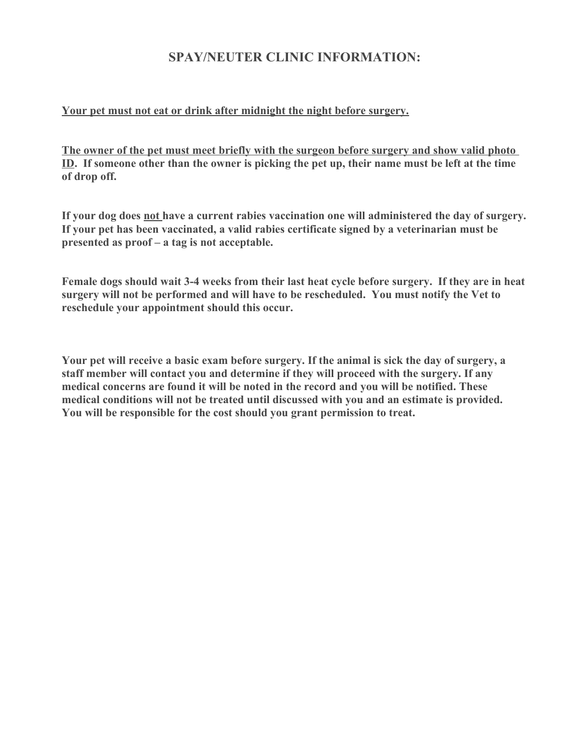# SPAY/NEUTER CLINIC INFORMATION:

**<u>Your pet must not eat or drink after midnight the night before surgery.</u>**

**<u>The owner of the pet must meet briefly with the surgeon before surgery and show valid photo ID</u>. If someone other than the owner is picking the pet up, their name must be left at the time of drop off.**

**If your dog does <u>not</u> have a current rabies vaccination one will administered the day of surgery. If your pet has been vaccinated, a valid rabies certificate signed by a veterinarian must be presented as proof – a tag is not acceptable.**

**Female dogs should wait 3-4 weeks from their last heat cycle before surgery. If they are in heat surgery will not be performed and will have to be rescheduled. You must notify the Vet to reschedule your appointment should this occur.**

**Your pet will receive a basic exam before surgery. If the animal is sick the day of surgery, a staff member will contact you and determine if they will proceed with the surgery. If any medical concerns are found it will be noted in the record and you will be notified. These medical conditions will not be treated until discussed with you and an estimate is provided. You will be responsible for the cost should you grant permission to treat.**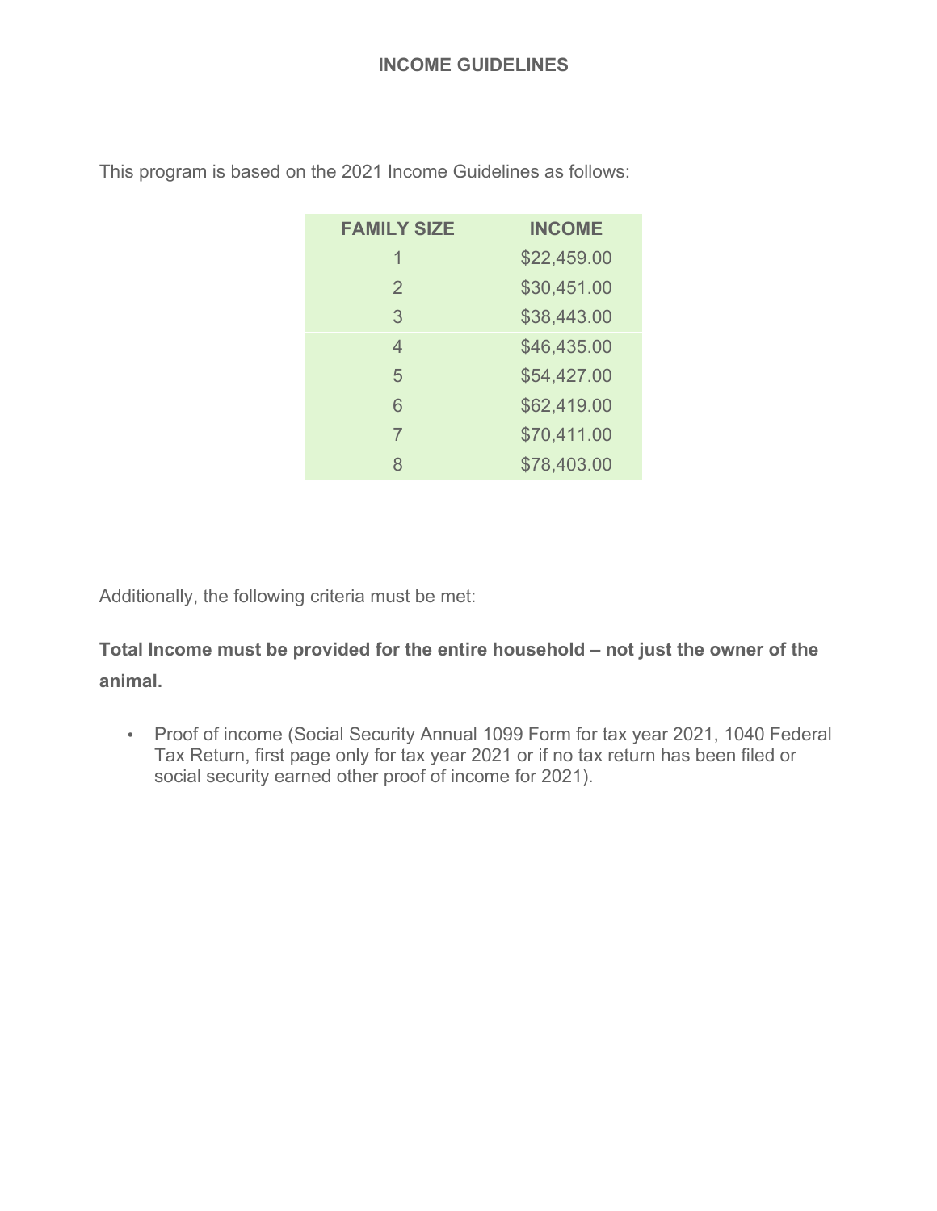# INCOME GUIDELINES

This program is based on the 2021 Income Guidelines as follows:

| FAMILY SIZE | INCOME |
| --- | --- |
| 1 | $22,459.00 |
| 2 | $30,451.00 |
| 3 | $38,443.00 |
| 4 | $46,435.00 |
| 5 | $54,427.00 |
| 6 | $62,419.00 |
| 7 | $70,411.00 |
| 8 | $78,403.00 |

Additionally, the following criteria must be met:

**Total Income must be provided for the entire household – not just the owner of the animal.**

- Proof of income (Social Security Annual 1099 Form for tax year 2021, 1040 Federal Tax Return, first page only for tax year 2021 or if no tax return has been filed or social security earned other proof of income for 2021).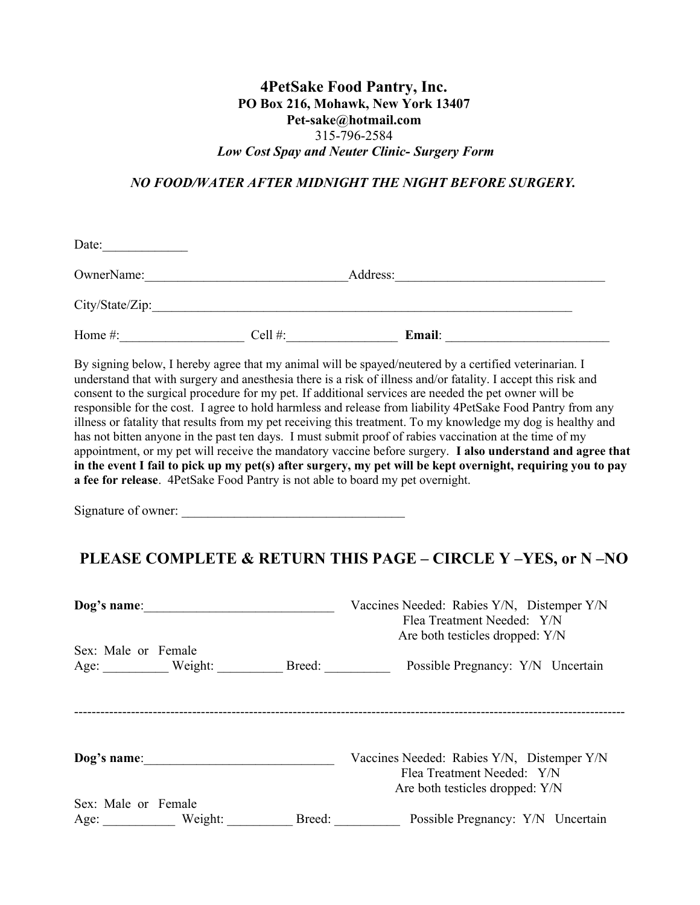# 4PetSake Food Pantry, Inc.

**PO Box 216, Mohawk, New York 13407**

**Pet-sake@hotmail.com**

315-796-2584

***Low Cost Spay and Neuter Clinic- Surgery Form***

***NO FOOD/WATER AFTER MIDNIGHT THE NIGHT BEFORE SURGERY.***

Date:_____________

OwnerName:_______________________________Address:________________________________

City/State/Zip:_____________________________________________________________________

Home #:___________________ Cell #:_________________ **Email**: _________________________

By signing below, I hereby agree that my animal will be spayed/neutered by a certified veterinarian. I understand that with surgery and anesthesia there is a risk of illness and/or fatality. I accept this risk and consent to the surgical procedure for my pet. If additional services are needed the pet owner will be responsible for the cost. I agree to hold harmless and release from liability 4PetSake Food Pantry from any illness or fatality that results from my pet receiving this treatment. To my knowledge my dog is healthy and has not bitten anyone in the past ten days. I must submit proof of rabies vaccination at the time of my appointment, or my pet will receive the mandatory vaccine before surgery. **I also understand and agree that in the event I fail to pick up my pet(s) after surgery, my pet will be kept overnight, requiring you to pay a fee for release**. 4PetSake Food Pantry is not able to board my pet overnight.

Signature of owner: __________________________________

## PLEASE COMPLETE & RETURN THIS PAGE – CIRCLE Y –YES, or N –NO

**Dog's name**:_____________________________ Vaccines Needed: Rabies Y/N, Distemper Y/N

Flea Treatment Needed: Y/N

Are both testicles dropped: Y/N

Sex: Male or Female

Age: __________ Weight: __________ Breed: __________ Possible Pregnancy: Y/N Uncertain

---

**Dog's name**:_____________________________ Vaccines Needed: Rabies Y/N, Distemper Y/N

Flea Treatment Needed: Y/N

Are both testicles dropped: Y/N

Sex: Male or Female

Age: ___________ Weight: __________ Breed: __________ Possible Pregnancy: Y/N Uncertain